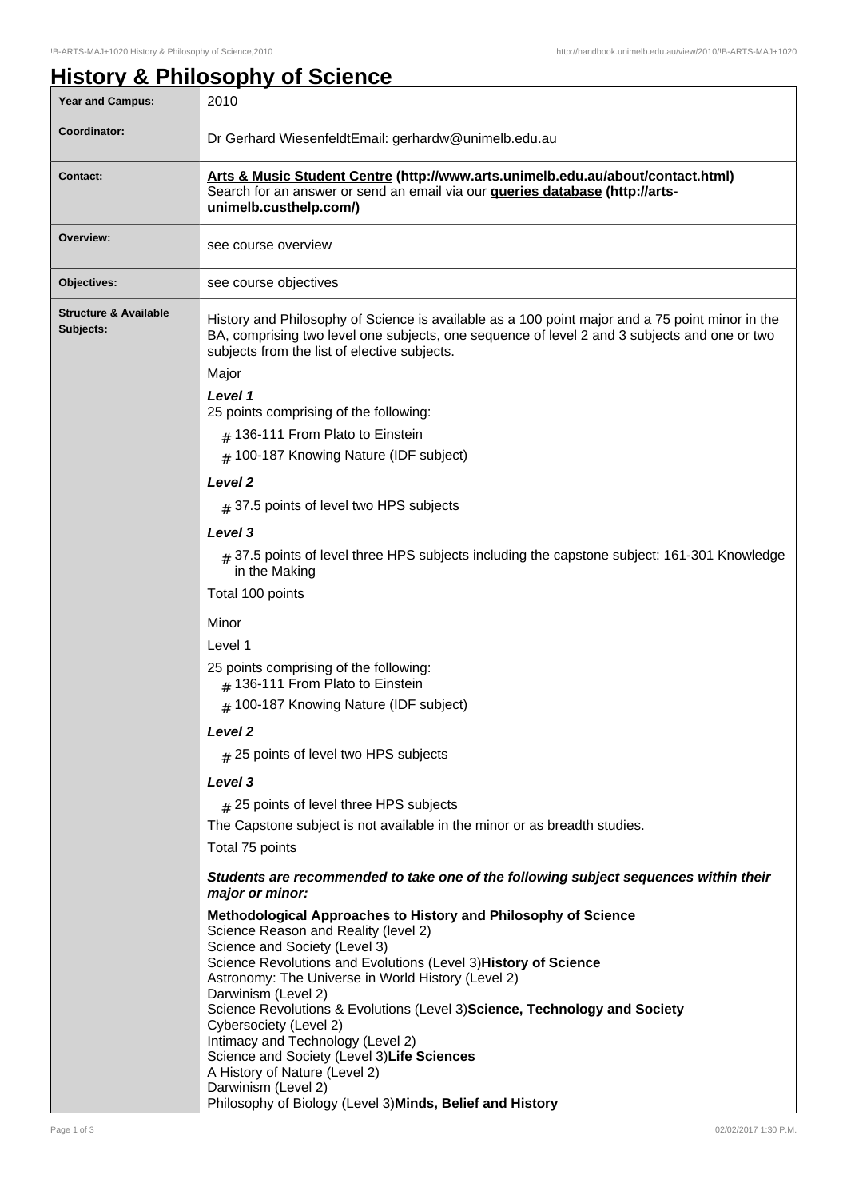# History & Philosophy of Science

| Year and Campus: | 2010 |
|---|---|
| Coordinator: | Dr Gerhard WiesenfeldtEmail: gerhardw@unimelb.edu.au |
| Contact: | **Arts & Music Student Centre (http://www.arts.unimelb.edu.au/about/contact.html)** Search for an answer or send an email via our **queries database (http://arts-unimelb.custhelp.com/)** |
| Overview: | see course overview |
| Objectives: | see course objectives |

**Structure & Available Subjects:**

History and Philosophy of Science is available as a 100 point major and a 75 point minor in the BA, comprising two level one subjects, one sequence of level 2 and 3 subjects and one or two subjects from the list of elective subjects.

Major

***Level 1***

25 points comprising of the following:

- 136-111 From Plato to Einstein
- 100-187 Knowing Nature (IDF subject)

***Level 2***

- 37.5 points of level two HPS subjects

***Level 3***

- 37.5 points of level three HPS subjects including the capstone subject: 161-301 Knowledge in the Making

Total 100 points

Minor

Level 1

25 points comprising of the following:

- 136-111 From Plato to Einstein
- 100-187 Knowing Nature (IDF subject)

***Level 2***

- 25 points of level two HPS subjects

***Level 3***

- 25 points of level three HPS subjects

The Capstone subject is not available in the minor or as breadth studies.

Total 75 points

***Students are recommended to take one of the following subject sequences within their major or minor:***

**Methodological Approaches to History and Philosophy of Science**
Science Reason and Reality (level 2)
Science and Society (Level 3)
Science Revolutions and Evolutions (Level 3)

**History of Science**
Astronomy: The Universe in World History (Level 2)
Darwinism (Level 2)
Science Revolutions & Evolutions (Level 3)

**Science, Technology and Society**
Cybersociety (Level 2)
Intimacy and Technology (Level 2)
Science and Society (Level 3)

**Life Sciences**
A History of Nature (Level 2)
Darwinism (Level 2)
Philosophy of Biology (Level 3)

**Minds, Belief and History**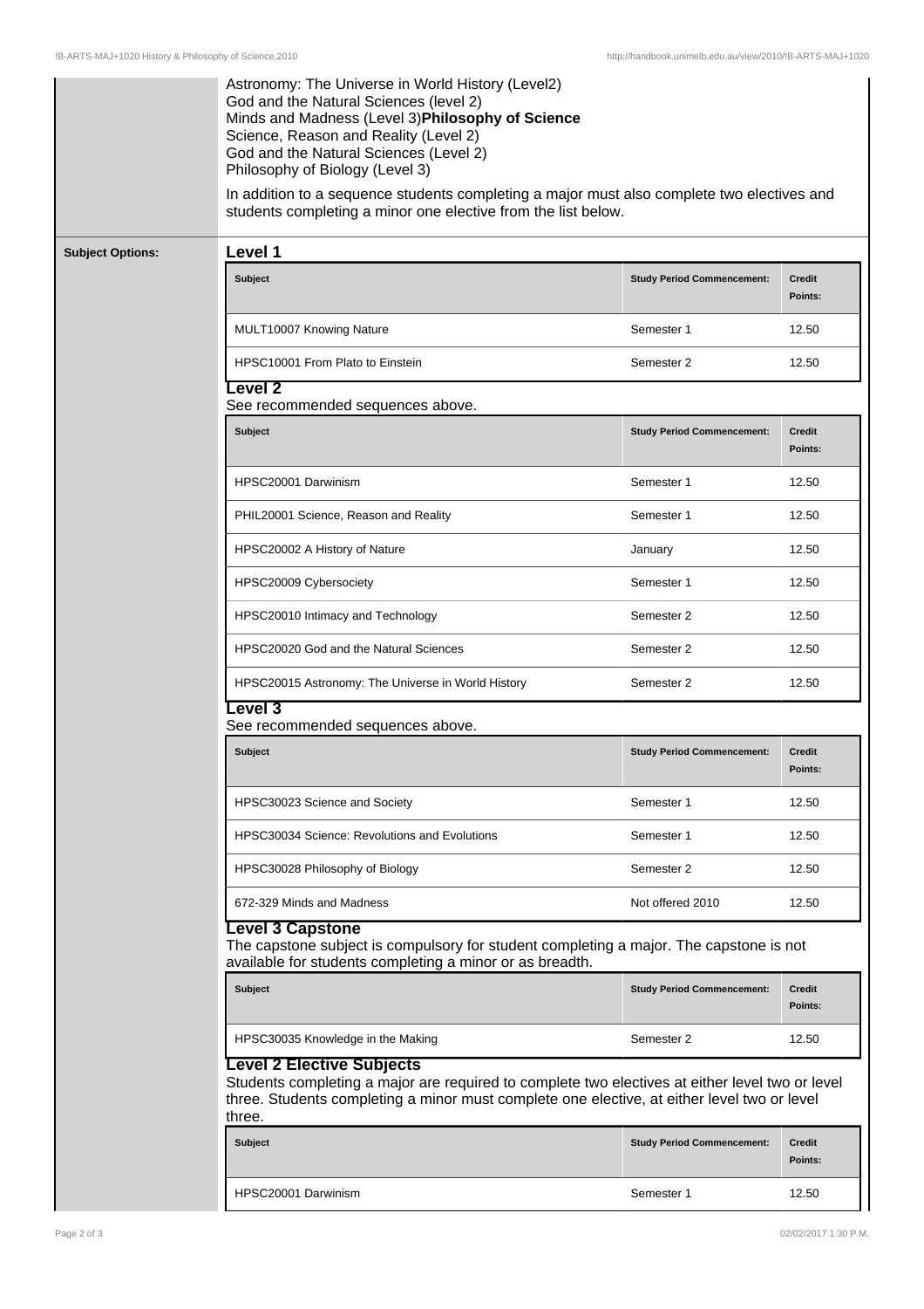Astronomy: The Universe in World History (Level2)
God and the Natural Sciences (level 2)
Minds and Madness (Level 3)**Philosophy of Science**
Science, Reason and Reality (Level 2)
God and the Natural Sciences (Level 2)
Philosophy of Biology (Level 3)

In addition to a sequence students completing a major must also complete two electives and students completing a minor one elective from the list below.

**Subject Options:**

### Level 1

| Subject | Study Period Commencement: | Credit Points: |
|---|---|---|
| MULT10007 Knowing Nature | Semester 1 | 12.50 |
| HPSC10001 From Plato to Einstein | Semester 2 | 12.50 |

### Level 2

See recommended sequences above.

| Subject | Study Period Commencement: | Credit Points: |
|---|---|---|
| HPSC20001 Darwinism | Semester 1 | 12.50 |
| PHIL20001 Science, Reason and Reality | Semester 1 | 12.50 |
| HPSC20002 A History of Nature | January | 12.50 |
| HPSC20009 Cybersociety | Semester 1 | 12.50 |
| HPSC20010 Intimacy and Technology | Semester 2 | 12.50 |
| HPSC20020 God and the Natural Sciences | Semester 2 | 12.50 |
| HPSC20015 Astronomy: The Universe in World History | Semester 2 | 12.50 |

### Level 3

See recommended sequences above.

| Subject | Study Period Commencement: | Credit Points: |
|---|---|---|
| HPSC30023 Science and Society | Semester 1 | 12.50 |
| HPSC30034 Science: Revolutions and Evolutions | Semester 1 | 12.50 |
| HPSC30028 Philosophy of Biology | Semester 2 | 12.50 |
| 672-329 Minds and Madness | Not offered 2010 | 12.50 |

### Level 3 Capstone

The capstone subject is compulsory for student completing a major. The capstone is not available for students completing a minor or as breadth.

| Subject | Study Period Commencement: | Credit Points: |
|---|---|---|
| HPSC30035 Knowledge in the Making | Semester 2 | 12.50 |

### Level 2 Elective Subjects

Students completing a major are required to complete two electives at either level two or level three. Students completing a minor must complete one elective, at either level two or level three.

| Subject | Study Period Commencement: | Credit Points: |
|---|---|---|
| HPSC20001 Darwinism | Semester 1 | 12.50 |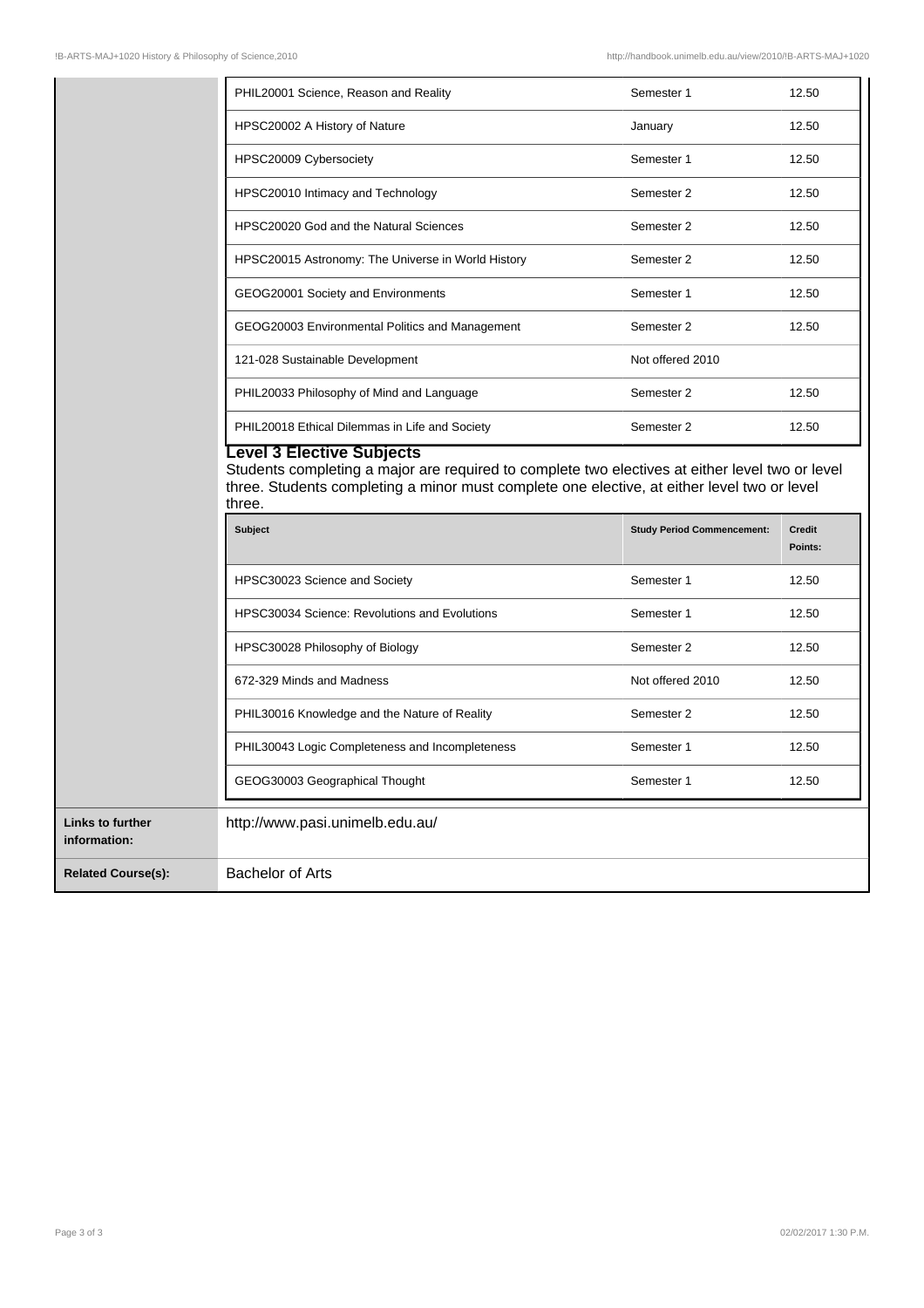| | | |
|---|---|---|
| PHIL20001 Science, Reason and Reality | Semester 1 | 12.50 |
| HPSC20002 A History of Nature | January | 12.50 |
| HPSC20009 Cybersociety | Semester 1 | 12.50 |
| HPSC20010 Intimacy and Technology | Semester 2 | 12.50 |
| HPSC20020 God and the Natural Sciences | Semester 2 | 12.50 |
| HPSC20015 Astronomy: The Universe in World History | Semester 2 | 12.50 |
| GEOG20001 Society and Environments | Semester 1 | 12.50 |
| GEOG20003 Environmental Politics and Management | Semester 2 | 12.50 |
| 121-028 Sustainable Development | Not offered 2010 | |
| PHIL20033 Philosophy of Mind and Language | Semester 2 | 12.50 |
| PHIL20018 Ethical Dilemmas in Life and Society | Semester 2 | 12.50 |

### Level 3 Elective Subjects

Students completing a major are required to complete two electives at either level two or level three. Students completing a minor must complete one elective, at either level two or level three.

| Subject | Study Period Commencement: | Credit Points: |
|---|---|---|
| HPSC30023 Science and Society | Semester 1 | 12.50 |
| HPSC30034 Science: Revolutions and Evolutions | Semester 1 | 12.50 |
| HPSC30028 Philosophy of Biology | Semester 2 | 12.50 |
| 672-329 Minds and Madness | Not offered 2010 | 12.50 |
| PHIL30016 Knowledge and the Nature of Reality | Semester 2 | 12.50 |
| PHIL30043 Logic Completeness and Incompleteness | Semester 1 | 12.50 |
| GEOG30003 Geographical Thought | Semester 1 | 12.50 |

| | |
|---|---|
| **Links to further information:** | http://www.pasi.unimelb.edu.au/ |
| **Related Course(s):** | Bachelor of Arts |